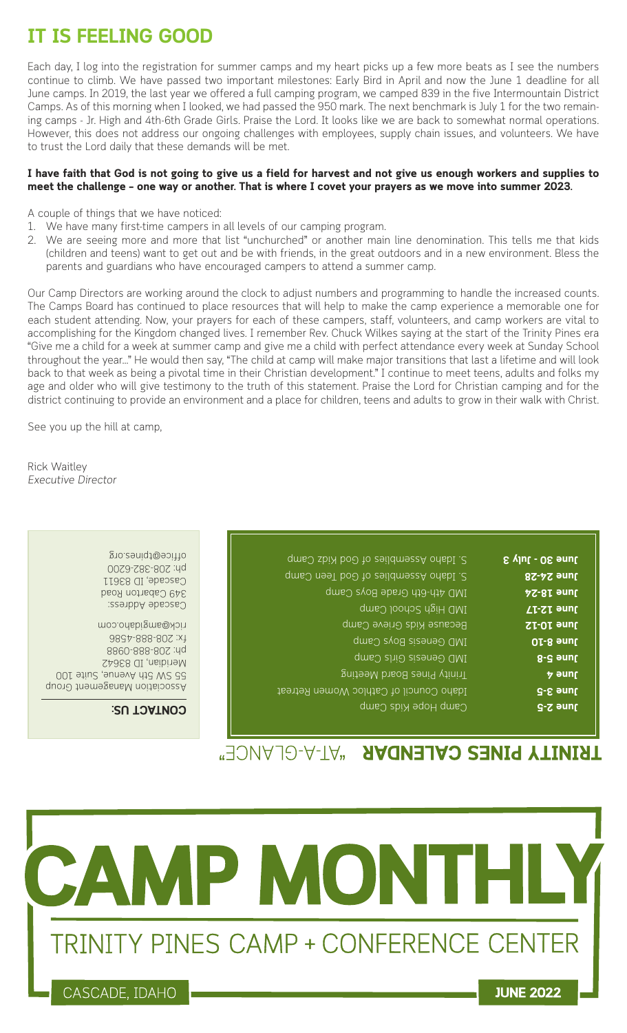# IT IS FEELING GOOD

Each day, I log into the registration for summer camps and my heart picks up a few more beats as I see the numbers continue to climb. We have passed two important milestones: Early Bird in April and now the June 1 deadline for all June camps. In 2019, the last year we offered a full camping program, we camped 839 in the five Intermountain District Camps. As of this morning when I looked, we had passed the 950 mark. The next benchmark is July 1 for the two remaining camps - Jr. High and 4th-6th Grade Girls. Praise the Lord. It looks like we are back to somewhat normal operations. However, this does not address our ongoing challenges with employees, supply chain issues, and volunteers. We have to trust the Lord daily that these demands will be met.

**I have faith that God is not going to give us a field for harvest and not give us enough workers and supplies to meet the challenge – one way or another. That is where I covet your prayers as we move into summer 2023.**

A couple of things that we have noticed:

1. We have many first-time campers in all levels of our camping program.
2. We are seeing more and more that list "unchurched" or another main line denomination. This tells me that kids (children and teens) want to get out and be with friends, in the great outdoors and in a new environment. Bless the parents and guardians who have encouraged campers to attend a summer camp.

Our Camp Directors are working around the clock to adjust numbers and programming to handle the increased counts. The Camps Board has continued to place resources that will help to make the camp experience a memorable one for each student attending. Now, your prayers for each of these campers, staff, volunteers, and camp workers are vital to accomplishing for the Kingdom changed lives. I remember Rev. Chuck Wilkes saying at the start of the Trinity Pines era "Give me a child for a week at summer camp and give me a child with perfect attendance every week at Sunday School throughout the year…" He would then say, "The child at camp will make major transitions that last a lifetime and will look back to that week as being a pivotal time in their Christian development." I continue to meet teens, adults and folks my age and older who will give testimony to the truth of this statement. Praise the Lord for Christian camping and for the district continuing to provide an environment and a place for children, teens and adults to grow in their walk with Christ.

See you up the hill at camp,

Rick Waitley
*Executive Director*

## TRINITY PINES CALENDAR "AT-A-GLANCE"

| | |
|---|---|
| **June 2-5** | Camp Hope Kids Camp |
| **June 3-5** | Idaho Council of Catholic Women Retreat |
| **June 4** | Trinity Pines Board Meeting |
| **June 5-8** | IMD Genesis Girls Camp |
| **June 8-10** | IMD Genesis Boys Camp |
| **June 10-12** | Because Kids Grieve Camp |
| **June 12-17** | IMD High School Camp |
| **June 18-24** | IMD 4th-6th Grade Boys Camp |
| **June 24-28** | S. Idaho Assemblies of God Teen Camp |
| **June 30 - July 3** | S. Idaho Assemblies of God Kidz Camp |

**CONTACT US:**

Association Management Group
55 SW 5th Avenue, Suite 100
Meridian, ID 83642
ph: 208-888-0988
fx: 208-888-4586
rick@amgidaho.com

Cascade Address:
349 Cabarton Road
Cascade, ID 83611
ph: 208-382-6200
office@tpines.org

# CAMP MONTHLY

TRINITY PINES CAMP + CONFERENCE CENTER

CASCADE, IDAHO — **JUNE 2022**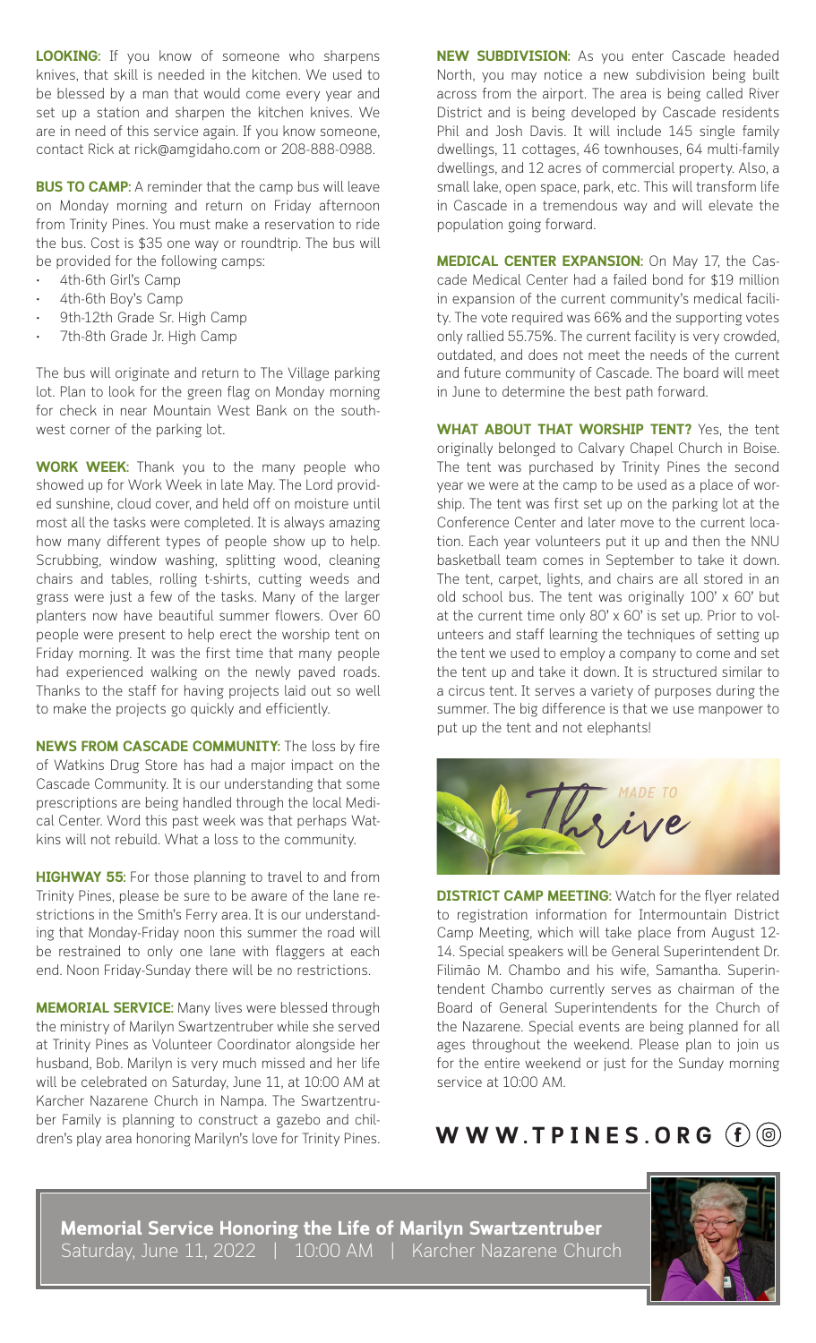**LOOKING:** If you know of someone who sharpens knives, that skill is needed in the kitchen. We used to be blessed by a man that would come every year and set up a station and sharpen the kitchen knives. We are in need of this service again. If you know someone, contact Rick at rick@amgidaho.com or 208-888-0988.

**BUS TO CAMP:** A reminder that the camp bus will leave on Monday morning and return on Friday afternoon from Trinity Pines. You must make a reservation to ride the bus. Cost is $35 one way or roundtrip. The bus will be provided for the following camps:

- 4th-6th Girl's Camp
- 4th-6th Boy's Camp
- 9th-12th Grade Sr. High Camp
- 7th-8th Grade Jr. High Camp

The bus will originate and return to The Village parking lot. Plan to look for the green flag on Monday morning for check in near Mountain West Bank on the southwest corner of the parking lot.

**WORK WEEK:** Thank you to the many people who showed up for Work Week in late May. The Lord provided sunshine, cloud cover, and held off on moisture until most all the tasks were completed. It is always amazing how many different types of people show up to help. Scrubbing, window washing, splitting wood, cleaning chairs and tables, rolling t-shirts, cutting weeds and grass were just a few of the tasks. Many of the larger planters now have beautiful summer flowers. Over 60 people were present to help erect the worship tent on Friday morning. It was the first time that many people had experienced walking on the newly paved roads. Thanks to the staff for having projects laid out so well to make the projects go quickly and efficiently.

**NEWS FROM CASCADE COMMUNITY:** The loss by fire of Watkins Drug Store has had a major impact on the Cascade Community. It is our understanding that some prescriptions are being handled through the local Medical Center. Word this past week was that perhaps Watkins will not rebuild. What a loss to the community.

**HIGHWAY 55:** For those planning to travel to and from Trinity Pines, please be sure to be aware of the lane restrictions in the Smith's Ferry area. It is our understanding that Monday-Friday noon this summer the road will be restrained to only one lane with flaggers at each end. Noon Friday-Sunday there will be no restrictions.

**MEMORIAL SERVICE:** Many lives were blessed through the ministry of Marilyn Swartzentruber while she served at Trinity Pines as Volunteer Coordinator alongside her husband, Bob. Marilyn is very much missed and her life will be celebrated on Saturday, June 11, at 10:00 AM at Karcher Nazarene Church in Nampa. The Swartzentruber Family is planning to construct a gazebo and children's play area honoring Marilyn's love for Trinity Pines.

**NEW SUBDIVISION:** As you enter Cascade headed North, you may notice a new subdivision being built across from the airport. The area is being called River District and is being developed by Cascade residents Phil and Josh Davis. It will include 145 single family dwellings, 11 cottages, 46 townhouses, 64 multi-family dwellings, and 12 acres of commercial property. Also, a small lake, open space, park, etc. This will transform life in Cascade in a tremendous way and will elevate the population going forward.

**MEDICAL CENTER EXPANSION:** On May 17, the Cascade Medical Center had a failed bond for $19 million in expansion of the current community's medical facility. The vote required was 66% and the supporting votes only rallied 55.75%. The current facility is very crowded, outdated, and does not meet the needs of the current and future community of Cascade. The board will meet in June to determine the best path forward.

**WHAT ABOUT THAT WORSHIP TENT?** Yes, the tent originally belonged to Calvary Chapel Church in Boise. The tent was purchased by Trinity Pines the second year we were at the camp to be used as a place of worship. The tent was first set up on the parking lot at the Conference Center and later move to the current location. Each year volunteers put it up and then the NNU basketball team comes in September to take it down. The tent, carpet, lights, and chairs are all stored in an old school bus. The tent was originally 100' x 60' but at the current time only 80' x 60' is set up. Prior to volunteers and staff learning the techniques of setting up the tent we used to employ a company to come and set the tent up and take it down. It is structured similar to a circus tent. It serves a variety of purposes during the summer. The big difference is that we use manpower to put up the tent and not elephants!

MADE TO Thrive

**DISTRICT CAMP MEETING:** Watch for the flyer related to registration information for Intermountain District Camp Meeting, which will take place from August 12-14. Special speakers will be General Superintendent Dr. Filimão M. Chambo and his wife, Samantha. Superintendent Chambo currently serves as chairman of the Board of General Superintendents for the Church of the Nazarene. Special events are being planned for all ages throughout the weekend. Please plan to join us for the entire weekend or just for the Sunday morning service at 10:00 AM.

**WWW.TPINES.ORG**

**Memorial Service Honoring the Life of Marilyn Swartzentruber**
Saturday, June 11, 2022 | 10:00 AM | Karcher Nazarene Church